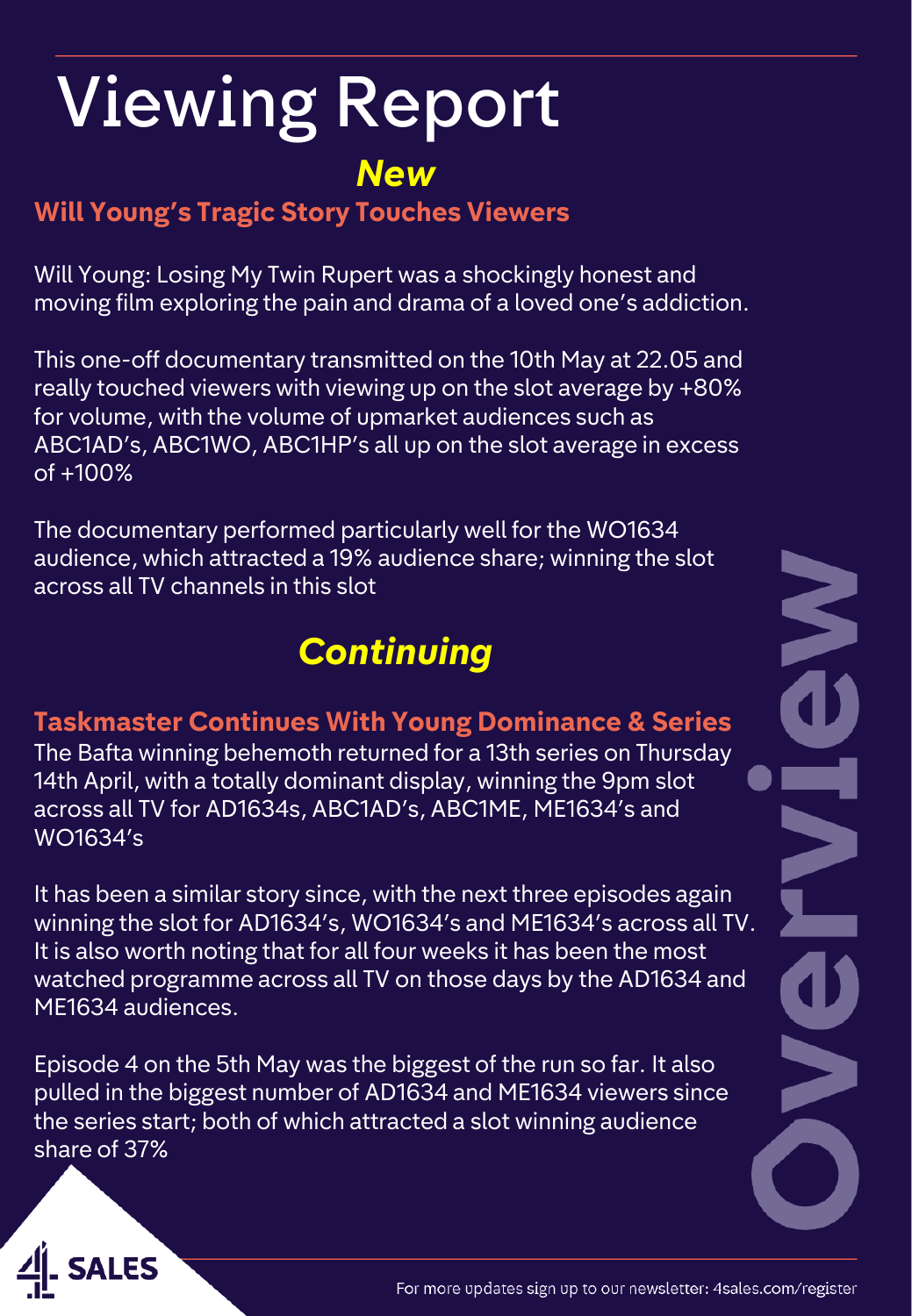# Viewing Report

## *New*

### Will Young's Tragic Story Touches Viewers

Will Young: Losing My Twin Rupert was a shockingly honest and moving film exploring the pain and drama of a loved one's addiction.

This one-off documentary transmitted on the 10th May at 22.05 and really touched viewers with viewing up on the slot average by +80% for volume, with the volume of upmarket audiences such as ABC1AD's, ABC1WO, ABC1HP's all up on the slot average in excess of +100%

The documentary performed particularly well for the WO1634 audience, which attracted a 19% audience share; winning the slot across all TV channels in this slot

## *Continuing*

### Taskmaster Continues With Young Dominance & Series

The Bafta winning behemoth returned for a 13th series on Thursday 14th April, with a totally dominant display, winning the 9pm slot across all TV for AD1634s, ABC1AD's, ABC1ME, ME1634's and WO1634's

It has been a similar story since, with the next three episodes again winning the slot for AD1634's, WO1634's and ME1634's across all TV. It is also worth noting that for all four weeks it has been the most watched programme across all TV on those days by the AD1634 and ME1634 audiences.

Episode 4 on the 5th May was the biggest of the run so far. It also pulled in the biggest number of AD1634 and ME1634 viewers since the series start; both of which attracted a slot winning audience share of 37%

Overview

For more updates sign up to our newsletter: 4sales.com/register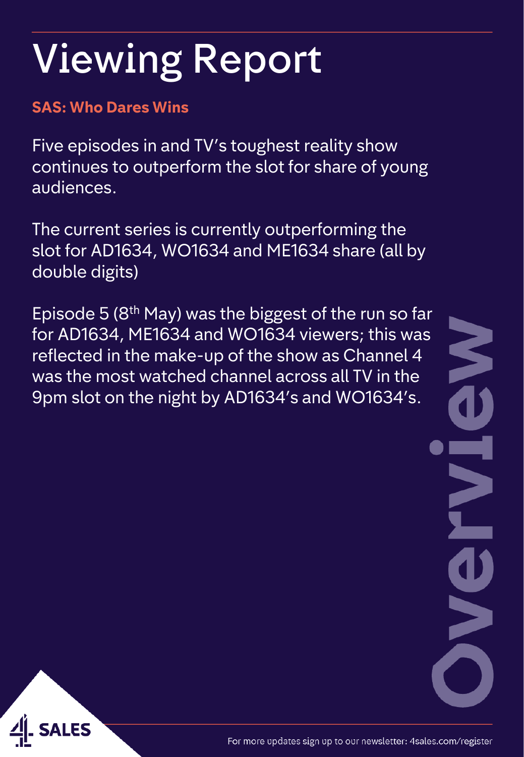# Viewing Report

**SAS: Who Dares Wins**

Five episodes in and TV's toughest reality show continues to outperform the slot for share of young audiences.

The current series is currently outperforming the slot for AD1634, WO1634 and ME1634 share (all by double digits)

Episode 5 (8th May) was the biggest of the run so far for AD1634, ME1634 and WO1634 viewers; this was reflected in the make-up of the show as Channel 4 was the most watched channel across all TV in the 9pm slot on the night by AD1634's and WO1634's.

Overview

For more updates sign up to our newsletter: 4sales.com/register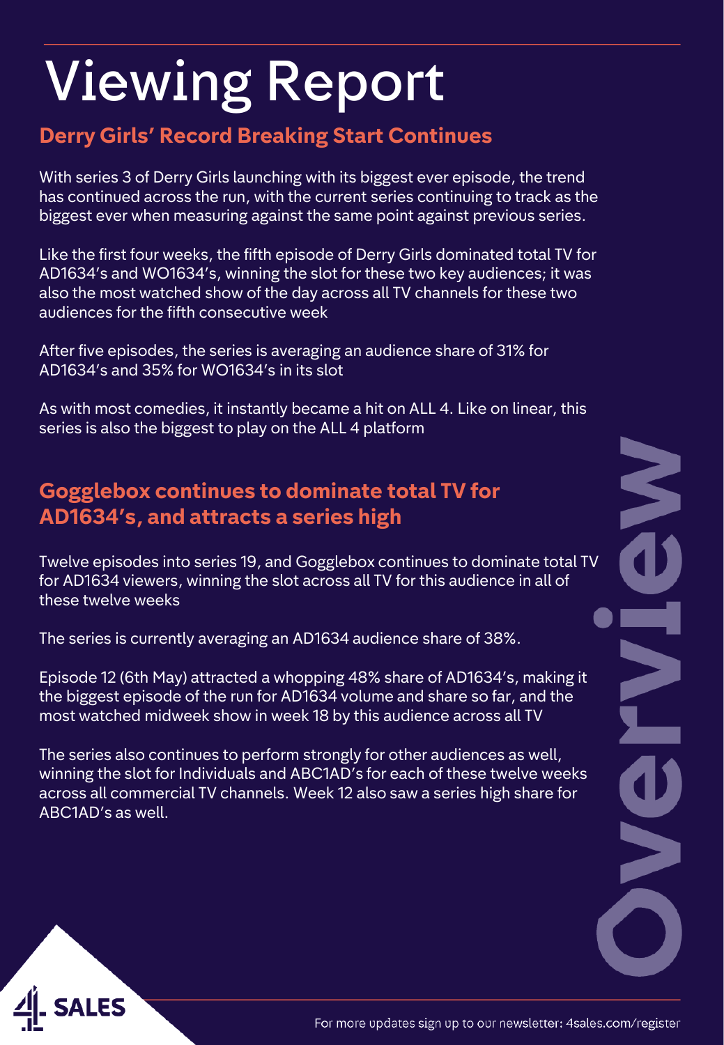# Viewing Report

## Derry Girls' Record Breaking Start Continues

With series 3 of Derry Girls launching with its biggest ever episode, the trend has continued across the run, with the current series continuing to track as the biggest ever when measuring against the same point against previous series.

Like the first four weeks, the fifth episode of Derry Girls dominated total TV for AD1634's and WO1634's, winning the slot for these two key audiences; it was also the most watched show of the day across all TV channels for these two audiences for the fifth consecutive week

After five episodes, the series is averaging an audience share of 31% for AD1634's and 35% for WO1634's in its slot

As with most comedies, it instantly became a hit on ALL 4. Like on linear, this series is also the biggest to play on the ALL 4 platform

## Gogglebox continues to dominate total TV for AD1634's, and attracts a series high

Twelve episodes into series 19, and Gogglebox continues to dominate total TV for AD1634 viewers, winning the slot across all TV for this audience in all of these twelve weeks

The series is currently averaging an AD1634 audience share of 38%.

Episode 12 (6th May) attracted a whopping 48% share of AD1634's, making it the biggest episode of the run for AD1634 volume and share so far, and the most watched midweek show in week 18 by this audience across all TV

The series also continues to perform strongly for other audiences as well, winning the slot for Individuals and ABC1AD's for each of these twelve weeks across all commercial TV channels. Week 12 also saw a series high share for ABC1AD's as well.

Overview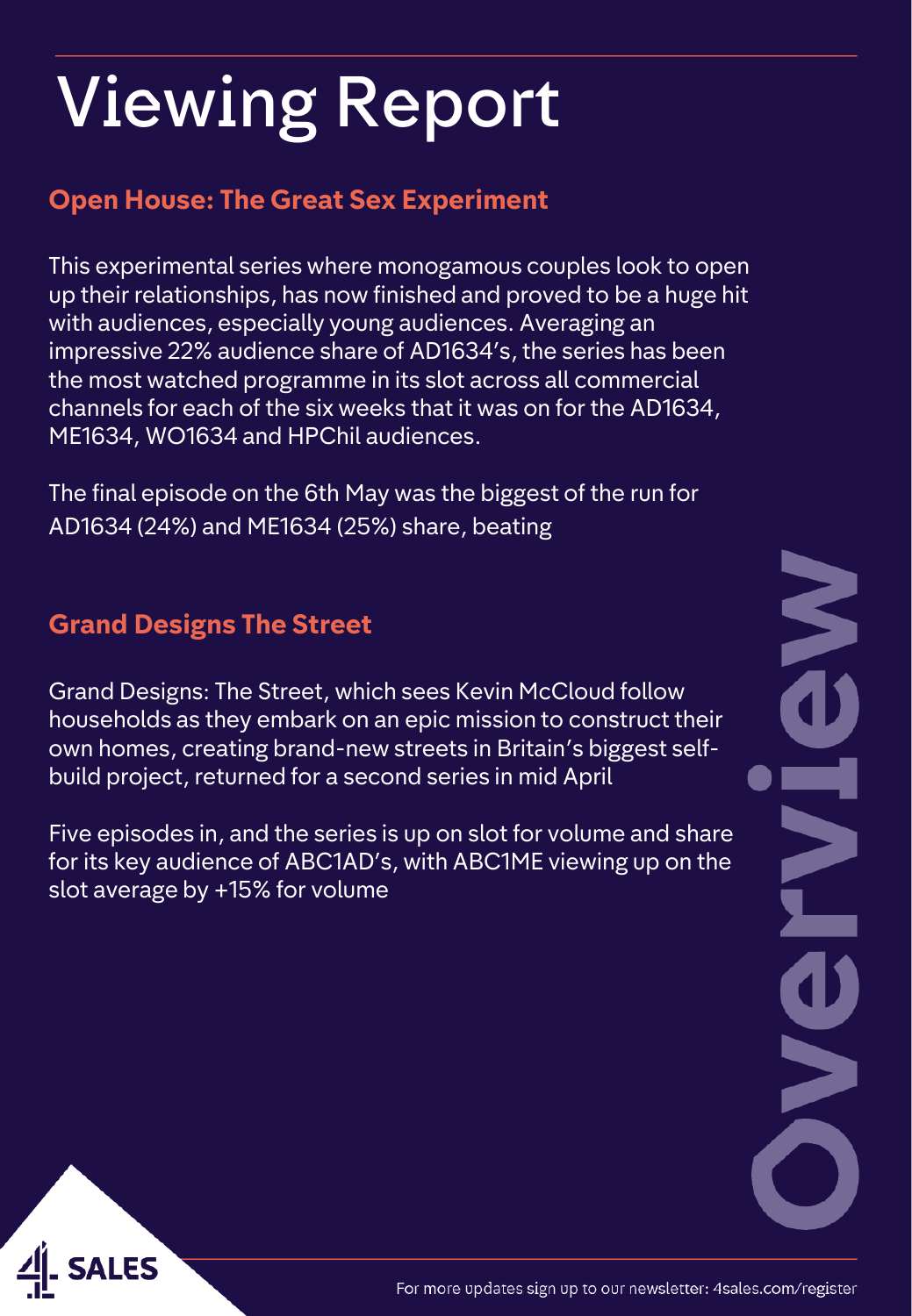# Viewing Report

## Open House: The Great Sex Experiment

This experimental series where monogamous couples look to open up their relationships, has now finished and proved to be a huge hit with audiences, especially young audiences. Averaging an impressive 22% audience share of AD1634's, the series has been the most watched programme in its slot across all commercial channels for each of the six weeks that it was on for the AD1634, ME1634, WO1634 and HPChil audiences.

The final episode on the 6th May was the biggest of the run for AD1634 (24%) and ME1634 (25%) share, beating

## Grand Designs The Street

Grand Designs: The Street, which sees Kevin McCloud follow households as they embark on an epic mission to construct their own homes, creating brand-new streets in Britain's biggest self-build project, returned for a second series in mid April

Five episodes in, and the series is up on slot for volume and share for its key audience of ABC1AD's, with ABC1ME viewing up on the slot average by +15% for volume

Overview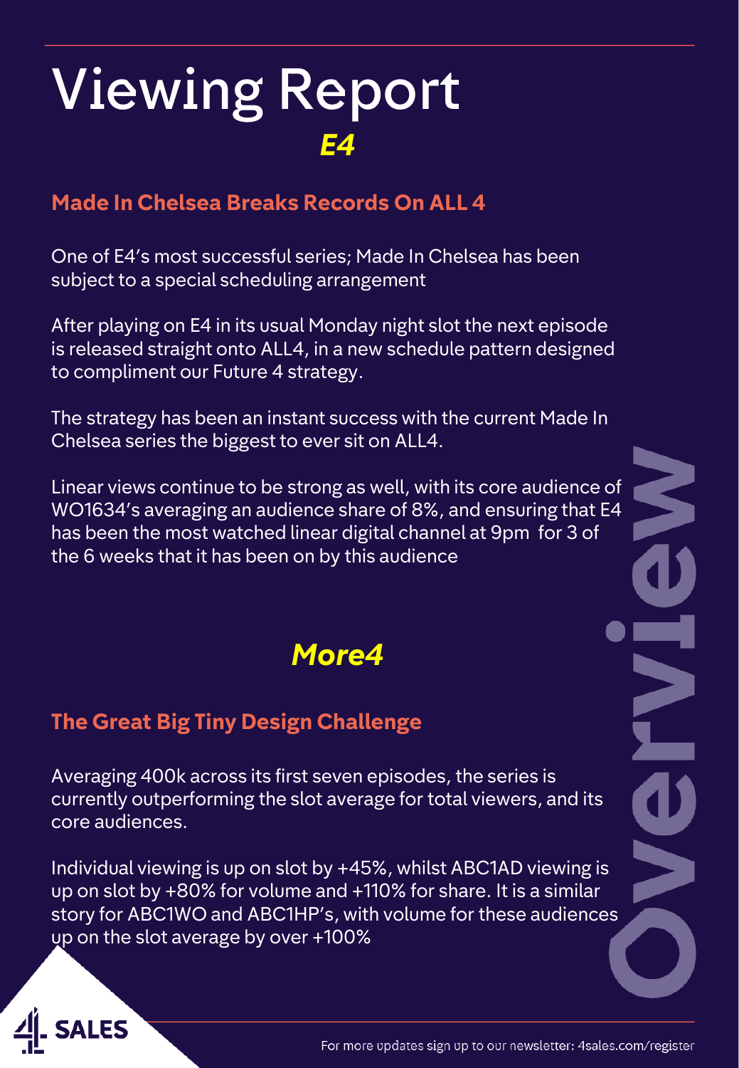# Viewing Report

## *E4*

### Made In Chelsea Breaks Records On ALL 4

One of E4's most successful series; Made In Chelsea has been subject to a special scheduling arrangement

After playing on E4 in its usual Monday night slot the next episode is released straight onto ALL4, in a new schedule pattern designed to compliment our Future 4 strategy.

The strategy has been an instant success with the current Made In Chelsea series the biggest to ever sit on ALL4.

Linear views continue to be strong as well, with its core audience of WO1634's averaging an audience share of 8%, and ensuring that E4 has been the most watched linear digital channel at 9pm for 3 of the 6 weeks that it has been on by this audience

## *More4*

### The Great Big Tiny Design Challenge

Averaging 400k across its first seven episodes, the series is currently outperforming the slot average for total viewers, and its core audiences.

Individual viewing is up on slot by +45%, whilst ABC1AD viewing is up on slot by +80% for volume and +110% for share. It is a similar story for ABC1WO and ABC1HP's, with volume for these audiences up on the slot average by over +100%

Overview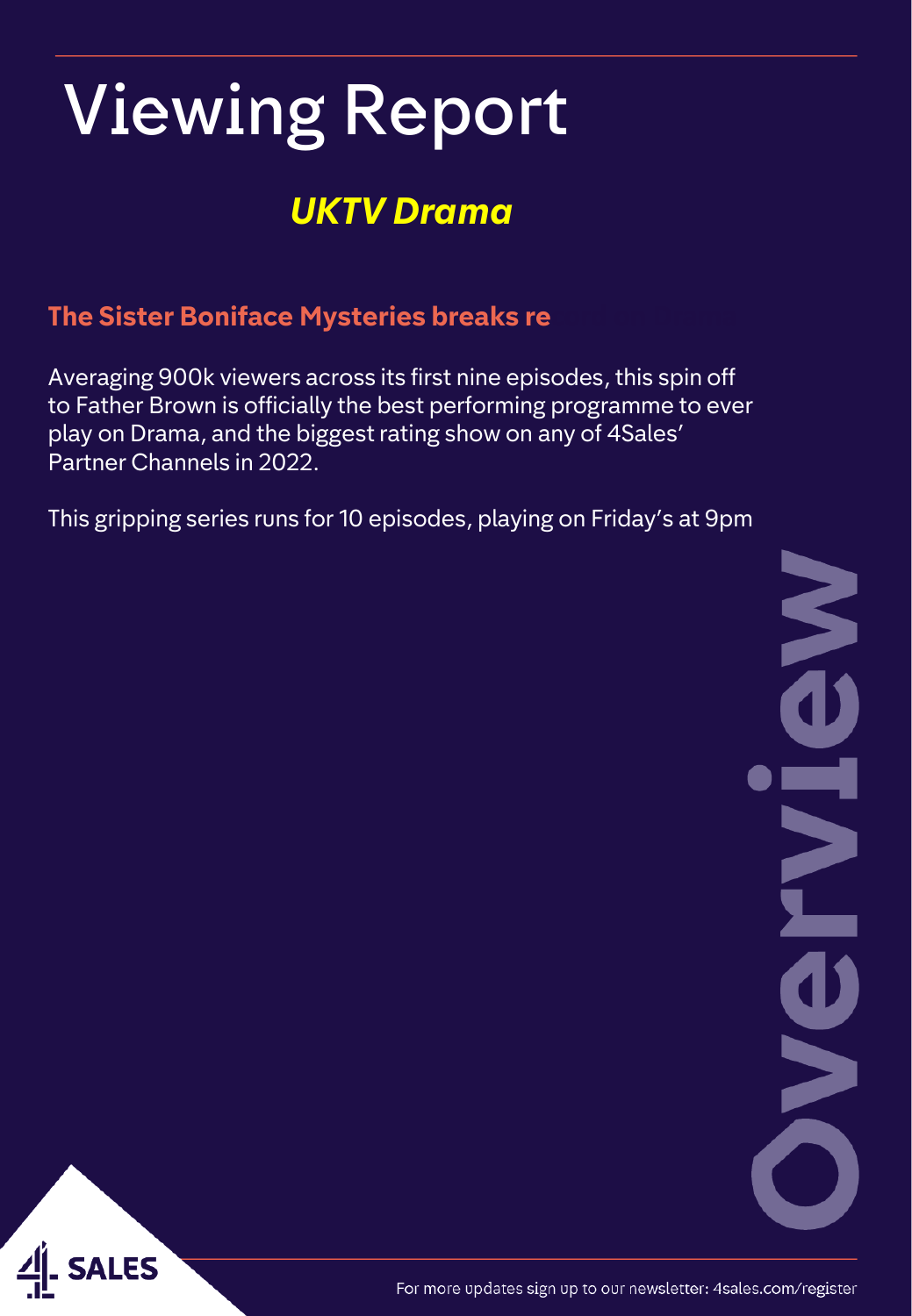# Viewing Report

## *UKTV Drama*

### The Sister Boniface Mysteries breaks re

Averaging 900k viewers across its first nine episodes, this spin off to Father Brown is officially the best performing programme to ever play on Drama, and the biggest rating show on any of 4Sales' Partner Channels in 2022.

This gripping series runs for 10 episodes, playing on Friday's at 9pm

Overview

For more updates sign up to our newsletter: 4sales.com/register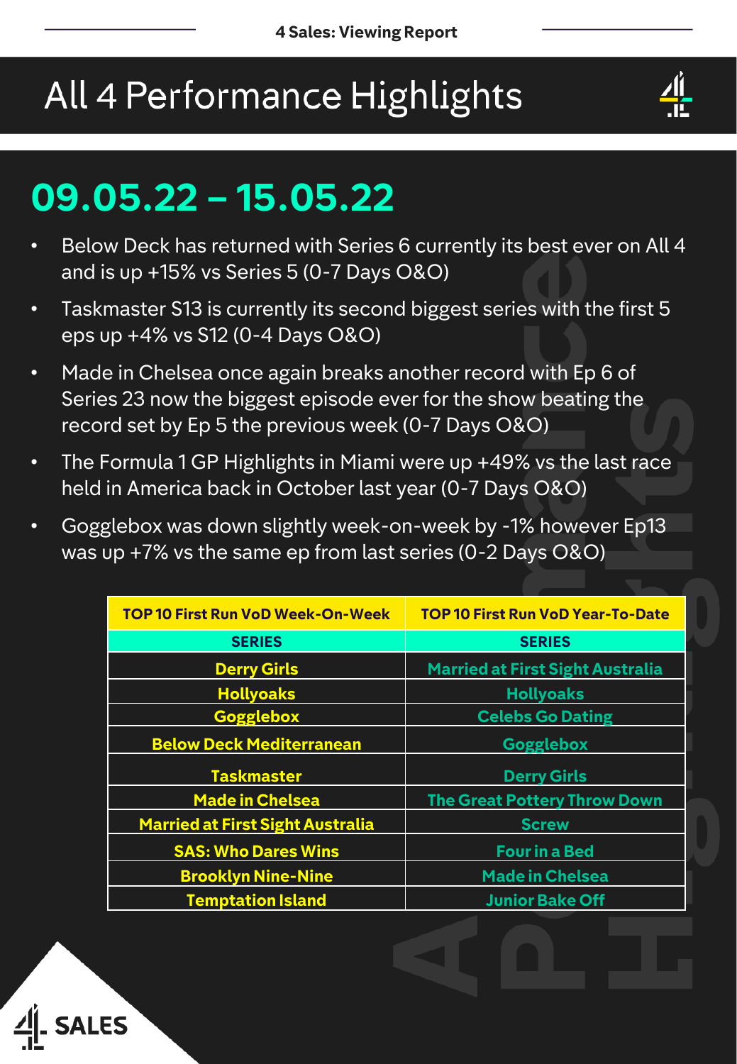# All 4 Performance Highlights

## 09.05.22 – 15.05.22

- Below Deck has returned with Series 6 currently its best ever on All 4 and is up +15% vs Series 5 (0-7 Days O&O)
- Taskmaster S13 is currently its second biggest series with the first 5 eps up +4% vs S12 (0-4 Days O&O)
- Made in Chelsea once again breaks another record with Ep 6 of Series 23 now the biggest episode ever for the show beating the record set by Ep 5 the previous week (0-7 Days O&O)
- The Formula 1 GP Highlights in Miami were up +49% vs the last race held in America back in October last year (0-7 Days O&O)
- Gogglebox was down slightly week-on-week by -1% however Ep13 was up +7% vs the same ep from last series (0-2 Days O&O)

| TOP 10 First Run VoD Week-On-Week | TOP 10 First Run VoD Year-To-Date |
|---|---|
| SERIES | SERIES |
| Derry Girls | Married at First Sight Australia |
| Hollyoaks | Hollyoaks |
| Gogglebox | Celebs Go Dating |
| Below Deck Mediterranean | Gogglebox |
| Taskmaster | Derry Girls |
| Made in Chelsea | The Great Pottery Throw Down |
| Married at First Sight Australia | Screw |
| SAS: Who Dares Wins | Four in a Bed |
| Brooklyn Nine-Nine | Made in Chelsea |
| Temptation Island | Junior Bake Off |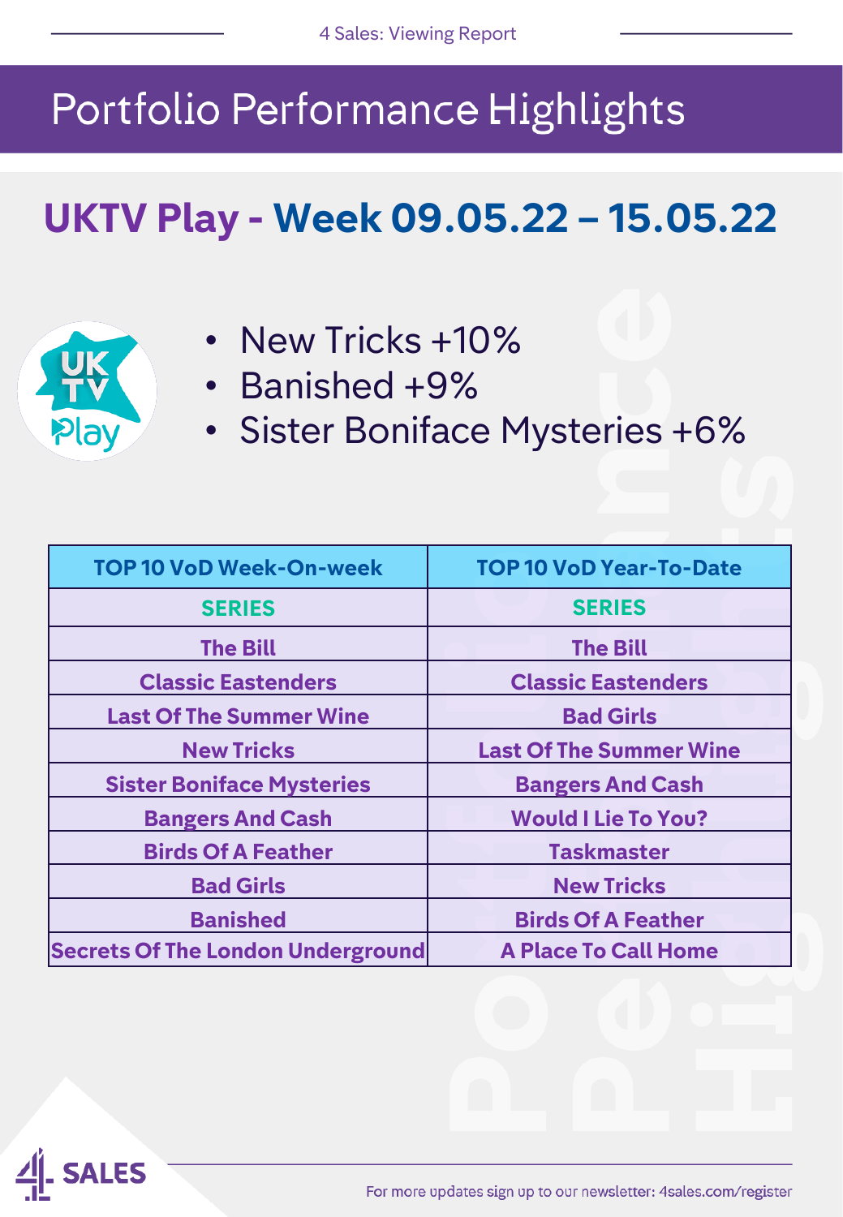# Portfolio Performance Highlights

## UKTV Play - Week 09.05.22 – 15.05.22

- New Tricks +10%
- Banished +9%
- Sister Boniface Mysteries +6%

| TOP 10 VoD Week-On-week | TOP 10 VoD Year-To-Date |
|---|---|
| SERIES | SERIES |
| The Bill | The Bill |
| Classic Eastenders | Classic Eastenders |
| Last Of The Summer Wine | Bad Girls |
| New Tricks | Last Of The Summer Wine |
| Sister Boniface Mysteries | Bangers And Cash |
| Bangers And Cash | Would I Lie To You? |
| Birds Of A Feather | Taskmaster |
| Bad Girls | New Tricks |
| Banished | Birds Of A Feather |
| Secrets Of The London Underground | A Place To Call Home |

For more updates sign up to our newsletter: 4sales.com/register